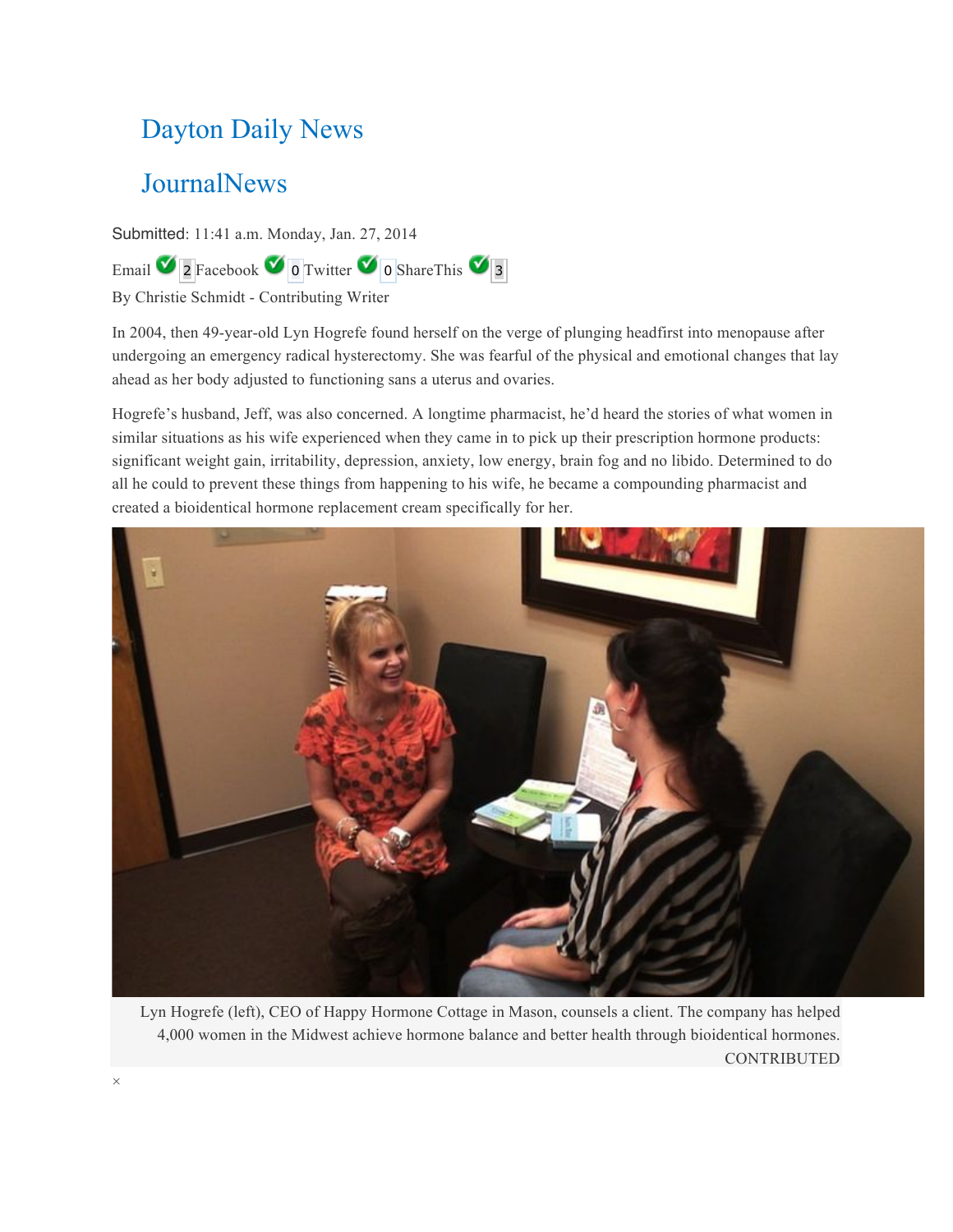# Dayton Daily News

# JournalNews

Submitted: 11:41 a.m. Monday, Jan. 27, 2014

Email 2 Facebook 0 Twitter 0 ShareThis 3

By Christie Schmidt - Contributing Writer

In 2004, then 49-year-old Lyn Hogrefe found herself on the verge of plunging headfirst into menopause after undergoing an emergency radical hysterectomy. She was fearful of the physical and emotional changes that lay ahead as her body adjusted to functioning sans a uterus and ovaries.

Hogrefe's husband, Jeff, was also concerned. A longtime pharmacist, he'd heard the stories of what women in similar situations as his wife experienced when they came in to pick up their prescription hormone products: significant weight gain, irritability, depression, anxiety, low energy, brain fog and no libido. Determined to do all he could to prevent these things from happening to his wife, he became a compounding pharmacist and created a bioidentical hormone replacement cream specifically for her.

Lyn Hogrefe (left), CEO of Happy Hormone Cottage in Mason, counsels a client. The company has helped 4,000 women in the Midwest achieve hormone balance and better health through bioidentical hormones. CONTRIBUTED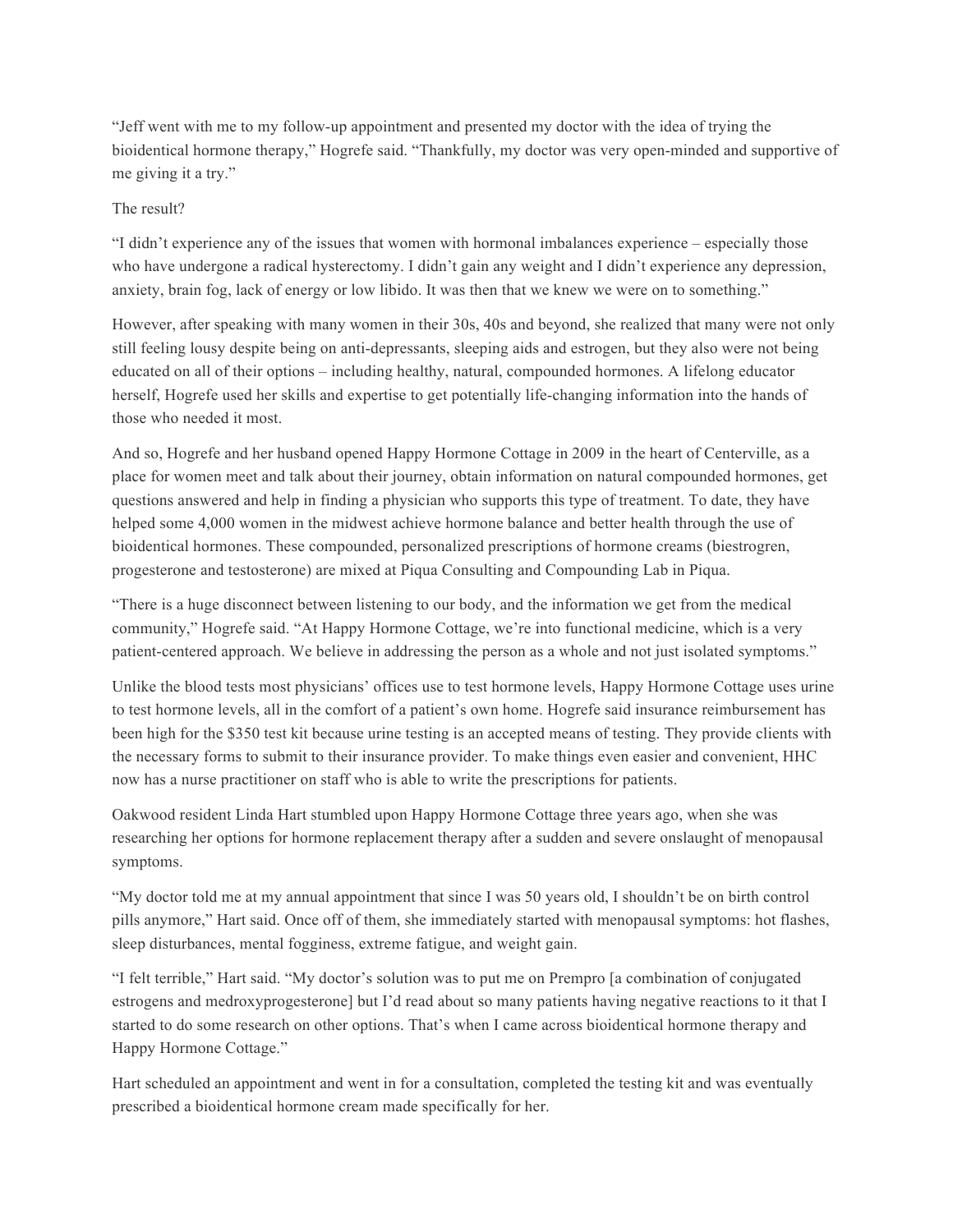"Jeff went with me to my follow-up appointment and presented my doctor with the idea of trying the bioidentical hormone therapy," Hogrefe said. "Thankfully, my doctor was very open-minded and supportive of me giving it a try."

The result?

"I didn't experience any of the issues that women with hormonal imbalances experience – especially those who have undergone a radical hysterectomy. I didn't gain any weight and I didn't experience any depression, anxiety, brain fog, lack of energy or low libido. It was then that we knew we were on to something."

However, after speaking with many women in their 30s, 40s and beyond, she realized that many were not only still feeling lousy despite being on anti-depressants, sleeping aids and estrogen, but they also were not being educated on all of their options – including healthy, natural, compounded hormones. A lifelong educator herself, Hogrefe used her skills and expertise to get potentially life-changing information into the hands of those who needed it most.

And so, Hogrefe and her husband opened Happy Hormone Cottage in 2009 in the heart of Centerville, as a place for women meet and talk about their journey, obtain information on natural compounded hormones, get questions answered and help in finding a physician who supports this type of treatment. To date, they have helped some 4,000 women in the midwest achieve hormone balance and better health through the use of bioidentical hormones. These compounded, personalized prescriptions of hormone creams (biestrogren, progesterone and testosterone) are mixed at Piqua Consulting and Compounding Lab in Piqua.

"There is a huge disconnect between listening to our body, and the information we get from the medical community," Hogrefe said. "At Happy Hormone Cottage, we're into functional medicine, which is a very patient-centered approach. We believe in addressing the person as a whole and not just isolated symptoms."

Unlike the blood tests most physicians' offices use to test hormone levels, Happy Hormone Cottage uses urine to test hormone levels, all in the comfort of a patient's own home. Hogrefe said insurance reimbursement has been high for the $350 test kit because urine testing is an accepted means of testing. They provide clients with the necessary forms to submit to their insurance provider. To make things even easier and convenient, HHC now has a nurse practitioner on staff who is able to write the prescriptions for patients.

Oakwood resident Linda Hart stumbled upon Happy Hormone Cottage three years ago, when she was researching her options for hormone replacement therapy after a sudden and severe onslaught of menopausal symptoms.

"My doctor told me at my annual appointment that since I was 50 years old, I shouldn't be on birth control pills anymore," Hart said. Once off of them, she immediately started with menopausal symptoms: hot flashes, sleep disturbances, mental fogginess, extreme fatigue, and weight gain.

"I felt terrible," Hart said. "My doctor's solution was to put me on Prempro [a combination of conjugated estrogens and medroxyprogesterone] but I'd read about so many patients having negative reactions to it that I started to do some research on other options. That's when I came across bioidentical hormone therapy and Happy Hormone Cottage."

Hart scheduled an appointment and went in for a consultation, completed the testing kit and was eventually prescribed a bioidentical hormone cream made specifically for her.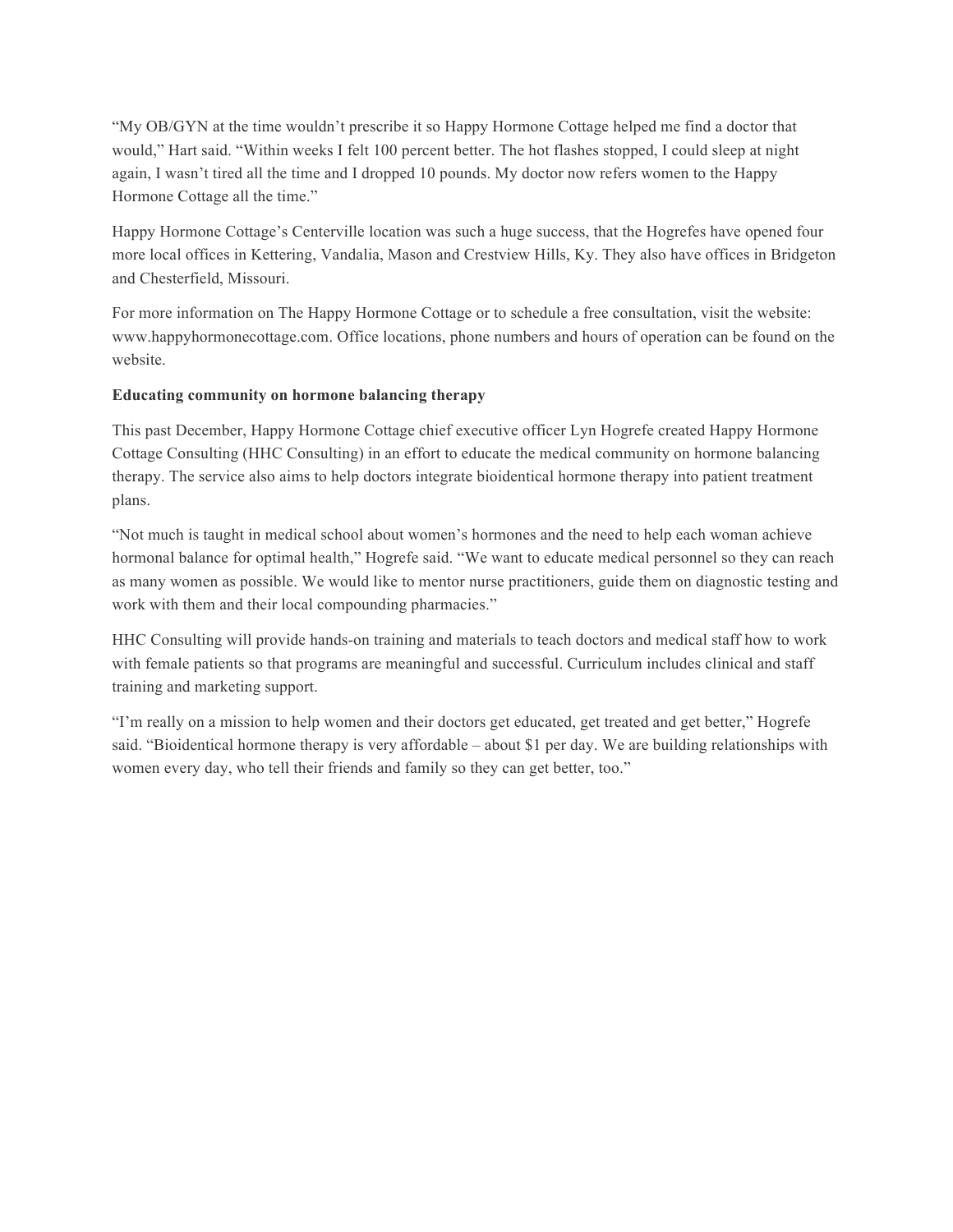"My OB/GYN at the time wouldn't prescribe it so Happy Hormone Cottage helped me find a doctor that would," Hart said. "Within weeks I felt 100 percent better. The hot flashes stopped, I could sleep at night again, I wasn't tired all the time and I dropped 10 pounds. My doctor now refers women to the Happy Hormone Cottage all the time."

Happy Hormone Cottage's Centerville location was such a huge success, that the Hogrefes have opened four more local offices in Kettering, Vandalia, Mason and Crestview Hills, Ky. They also have offices in Bridgeton and Chesterfield, Missouri.

For more information on The Happy Hormone Cottage or to schedule a free consultation, visit the website: www.happyhormonecottage.com. Office locations, phone numbers and hours of operation can be found on the website.

**Educating community on hormone balancing therapy**

This past December, Happy Hormone Cottage chief executive officer Lyn Hogrefe created Happy Hormone Cottage Consulting (HHC Consulting) in an effort to educate the medical community on hormone balancing therapy. The service also aims to help doctors integrate bioidentical hormone therapy into patient treatment plans.

"Not much is taught in medical school about women's hormones and the need to help each woman achieve hormonal balance for optimal health," Hogrefe said. "We want to educate medical personnel so they can reach as many women as possible. We would like to mentor nurse practitioners, guide them on diagnostic testing and work with them and their local compounding pharmacies."

HHC Consulting will provide hands-on training and materials to teach doctors and medical staff how to work with female patients so that programs are meaningful and successful. Curriculum includes clinical and staff training and marketing support.

"I'm really on a mission to help women and their doctors get educated, get treated and get better," Hogrefe said. "Bioidentical hormone therapy is very affordable – about $1 per day. We are building relationships with women every day, who tell their friends and family so they can get better, too."